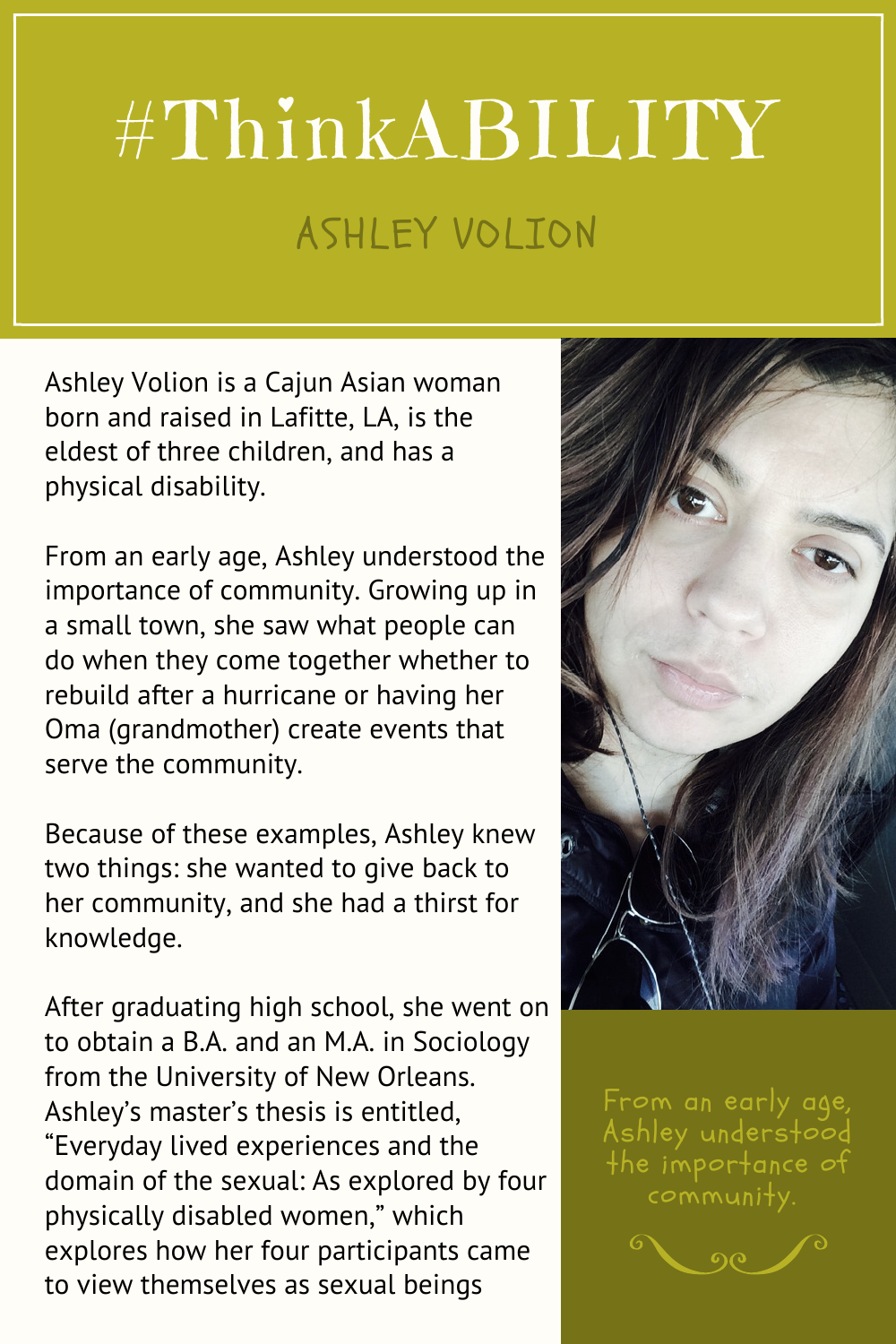# #ThinkABILITY

## ASHLEY VOLION

Ashley Volion is a Cajun Asian woman born and raised in Lafitte, LA, is the eldest of three children, and has a physical disability.

From an early age, Ashley understood the importance of community. Growing up in a small town, she saw what people can do when they come together whether to rebuild after a hurricane or having her Oma (grandmother) create events that serve the community.

Because of these examples, Ashley knew two things: she wanted to give back to her community, and she had a thirst for knowledge.

After graduating high school, she went on to obtain a B.A. and an M.A. in Sociology from the University of New Orleans. Ashley's master's thesis is entitled, "Everyday lived experiences and the domain of the sexual: As explored by four physically disabled women," which explores how her four participants came to view themselves as sexual beings

From an early age, Ashley understood the importance of community.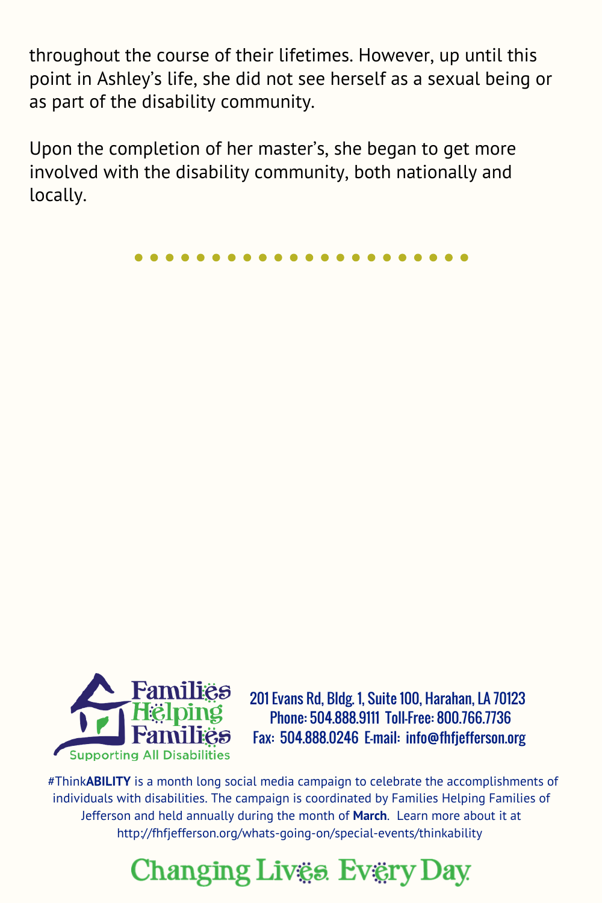throughout the course of their lifetimes. However, up until this point in Ashley's life, she did not see herself as a sexual being or as part of the disability community.

Upon the completion of her master's, she began to get more involved with the disability community, both nationally and locally.

Families Helping Families
Supporting All Disabilities

201 Evans Rd, Bldg. 1, Suite 100, Harahan, LA 70123
Phone: 504.888.9111 Toll-Free: 800.766.7736
Fax: 504.888.0246 E-mail: info@fhfjefferson.org

#Think**ABILITY** is a month long social media campaign to celebrate the accomplishments of individuals with disabilities. The campaign is coordinated by Families Helping Families of Jefferson and held annually during the month of **March**. Learn more about it at http://fhfjefferson.org/whats-going-on/special-events/thinkability

Changing Lives. Every Day.